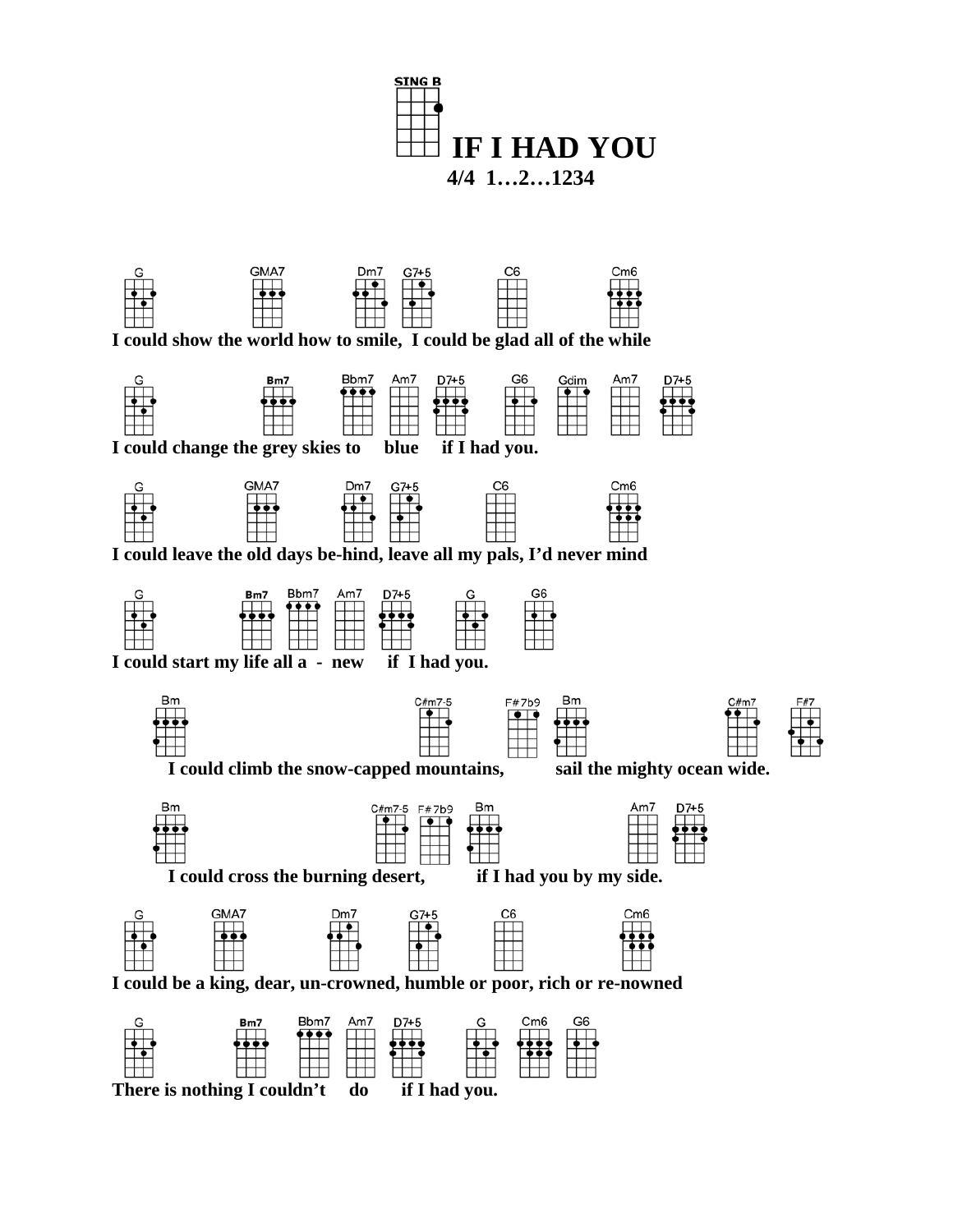SING B

# IF I HAD YOU

**4/4 1…2…1234**

G GMA7 Dm7 G7+5 C6 Cm6

**I could show the world how to smile, I could be glad all of the while**

G Bm7 Bbm7 Am7 D7+5 G6 Gdim Am7 D7+5

**I could change the grey skies to blue if I had you.**

G GMA7 Dm7 G7+5 C6 Cm6

**I could leave the old days be-hind, leave all my pals, I'd never mind**

G Bm7 Bbm7 Am7 D7+5 G G6

**I could start my life all a - new if I had you.**

Bm C#m7-5 F#7b9 Bm C#m7 F#7

**I could climb the snow-capped mountains, sail the mighty ocean wide.**

Bm C#m7-5 F#7b9 Bm Am7 D7+5

**I could cross the burning desert, if I had you by my side.**

G GMA7 Dm7 G7+5 C6 Cm6

**I could be a king, dear, un-crowned, humble or poor, rich or re-nowned**

G Bm7 Bbm7 Am7 D7+5 G Cm6 G6

**There is nothing I couldn't do if I had you.**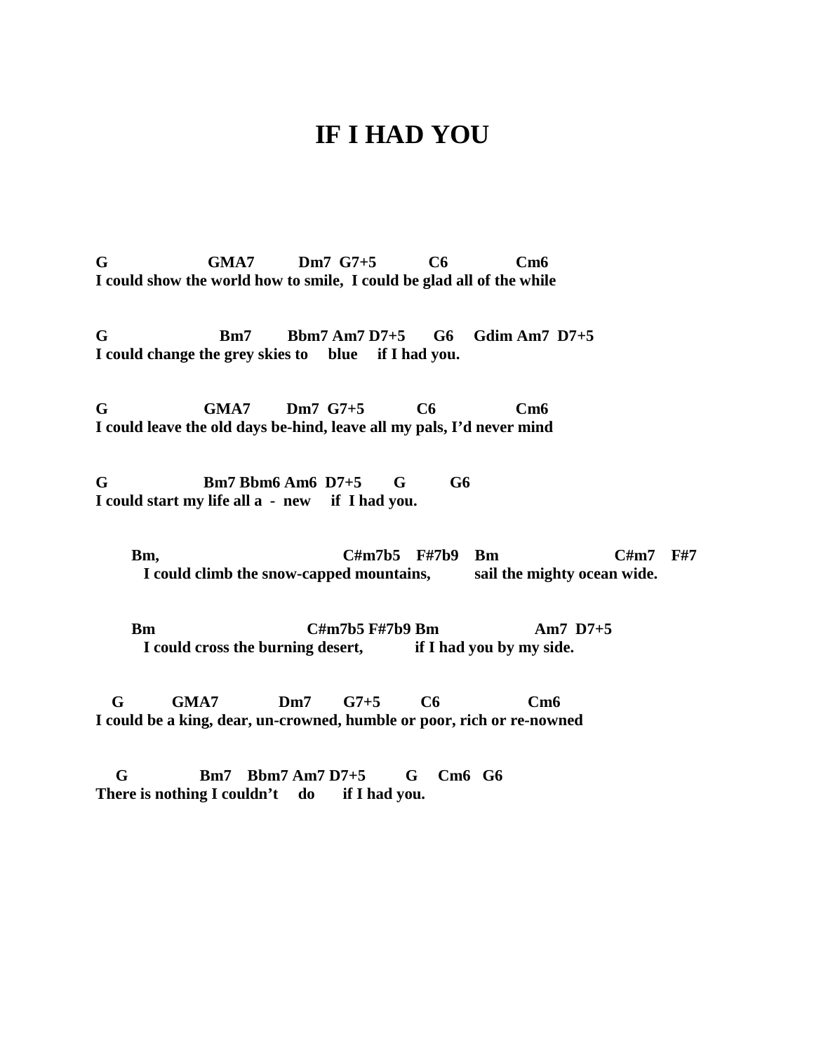# IF I HAD YOU

```
G                  GMA7        Dm7  G7+5          C6            Cm6
I could show the world how to smile,  I could be glad all of the while

G                    Bm7       Bbm7 Am7 D7+5      G6    Gdim Am7  D7+5
I could change the grey skies to     blue     if I had you.

G                  GMA7       Dm7  G7+5          C6             Cm6
I could leave the old days be-hind, leave all my pals, I'd never mind

G                 Bm7 Bbm6 Am6  D7+5      G        G6
I could start my life all a  -  new     if  I had you.

      Bm,                              C#m7b5   F#7b9   Bm                    C#m7   F#7
        I could climb the snow-capped mountains,          sail the mighty ocean wide.

      Bm                          C#m7b5 F#7b9 Bm                  Am7  D7+5
        I could cross the burning desert,          if I had you by my side.

   G        GMA7           Dm7      G7+5       C6               Cm6
I could be a king, dear, un-crowned, humble or poor, rich or re-nowned

   G            Bm7    Bbm7 Am7 D7+5       G    Cm6   G6
There is nothing I couldn't     do      if I had you.
```